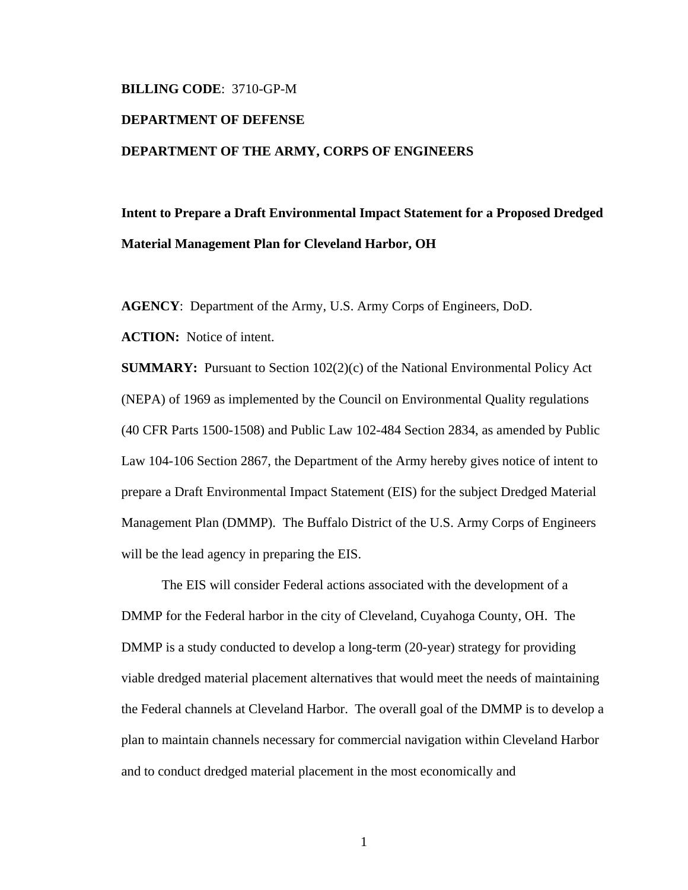**BILLING CODE**: 3710-GP-M

**DEPARTMENT OF DEFENSE**

**DEPARTMENT OF THE ARMY, CORPS OF ENGINEERS**

# Intent to Prepare a Draft Environmental Impact Statement for a Proposed Dredged Material Management Plan for Cleveland Harbor, OH

**AGENCY**: Department of the Army, U.S. Army Corps of Engineers, DoD.

**ACTION:** Notice of intent.

**SUMMARY:** Pursuant to Section 102(2)(c) of the National Environmental Policy Act (NEPA) of 1969 as implemented by the Council on Environmental Quality regulations (40 CFR Parts 1500-1508) and Public Law 102-484 Section 2834, as amended by Public Law 104-106 Section 2867, the Department of the Army hereby gives notice of intent to prepare a Draft Environmental Impact Statement (EIS) for the subject Dredged Material Management Plan (DMMP). The Buffalo District of the U.S. Army Corps of Engineers will be the lead agency in preparing the EIS.

The EIS will consider Federal actions associated with the development of a DMMP for the Federal harbor in the city of Cleveland, Cuyahoga County, OH. The DMMP is a study conducted to develop a long-term (20-year) strategy for providing viable dredged material placement alternatives that would meet the needs of maintaining the Federal channels at Cleveland Harbor. The overall goal of the DMMP is to develop a plan to maintain channels necessary for commercial navigation within Cleveland Harbor and to conduct dredged material placement in the most economically and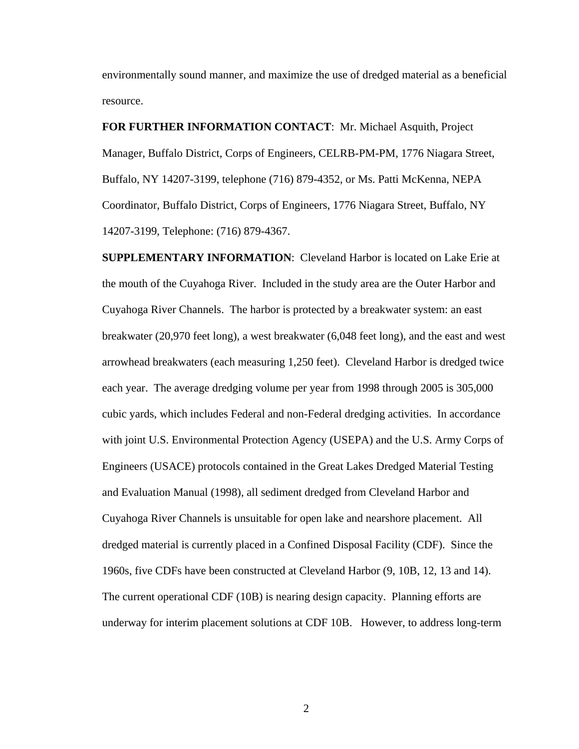environmentally sound manner, and maximize the use of dredged material as a beneficial resource.

**FOR FURTHER INFORMATION CONTACT**: Mr. Michael Asquith, Project Manager, Buffalo District, Corps of Engineers, CELRB-PM-PM, 1776 Niagara Street, Buffalo, NY 14207-3199, telephone (716) 879-4352, or Ms. Patti McKenna, NEPA Coordinator, Buffalo District, Corps of Engineers, 1776 Niagara Street, Buffalo, NY 14207-3199, Telephone: (716) 879-4367.

**SUPPLEMENTARY INFORMATION**: Cleveland Harbor is located on Lake Erie at the mouth of the Cuyahoga River. Included in the study area are the Outer Harbor and Cuyahoga River Channels. The harbor is protected by a breakwater system: an east breakwater (20,970 feet long), a west breakwater (6,048 feet long), and the east and west arrowhead breakwaters (each measuring 1,250 feet). Cleveland Harbor is dredged twice each year. The average dredging volume per year from 1998 through 2005 is 305,000 cubic yards, which includes Federal and non-Federal dredging activities. In accordance with joint U.S. Environmental Protection Agency (USEPA) and the U.S. Army Corps of Engineers (USACE) protocols contained in the Great Lakes Dredged Material Testing and Evaluation Manual (1998), all sediment dredged from Cleveland Harbor and Cuyahoga River Channels is unsuitable for open lake and nearshore placement. All dredged material is currently placed in a Confined Disposal Facility (CDF). Since the 1960s, five CDFs have been constructed at Cleveland Harbor (9, 10B, 12, 13 and 14). The current operational CDF (10B) is nearing design capacity. Planning efforts are underway for interim placement solutions at CDF 10B. However, to address long-term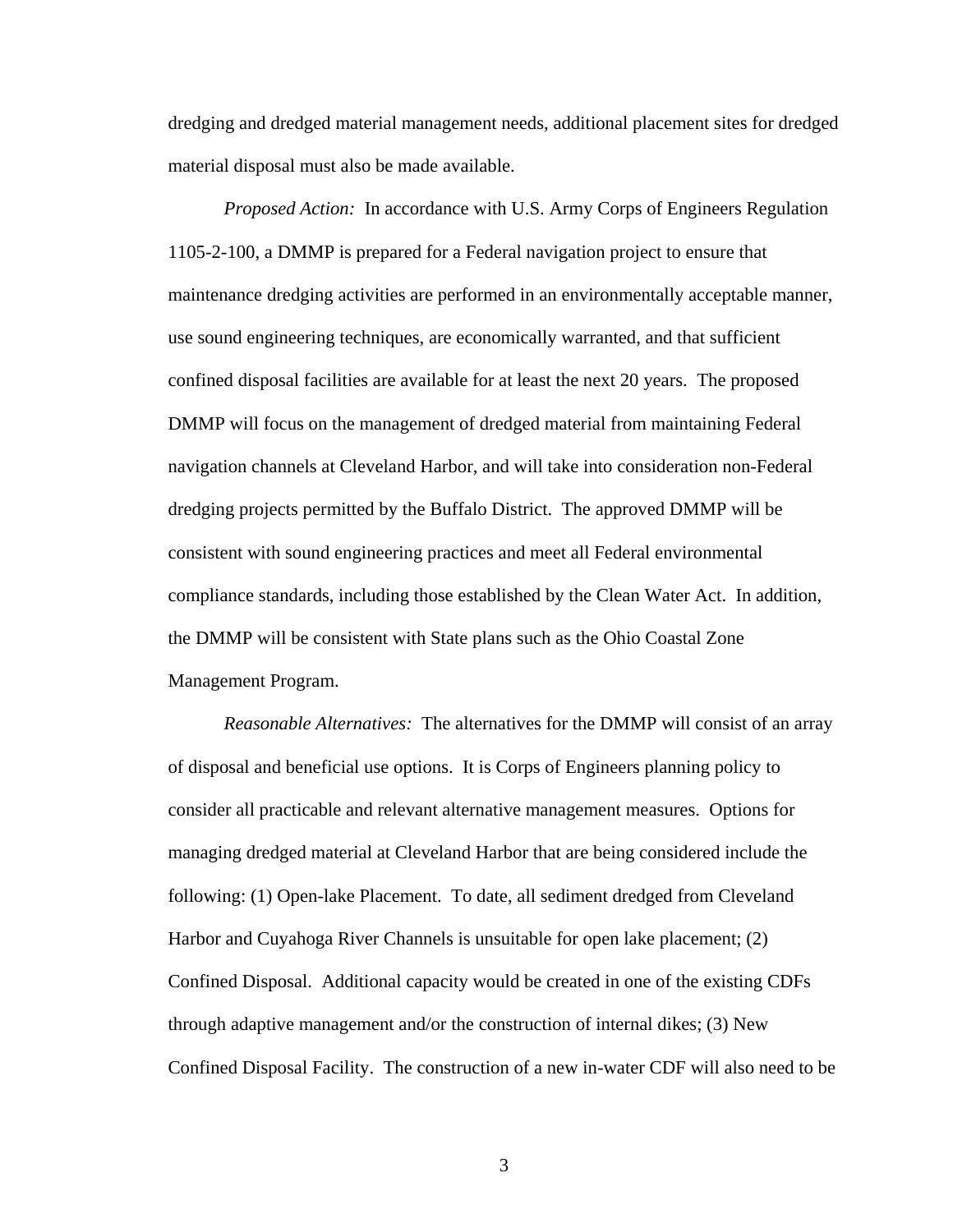dredging and dredged material management needs, additional placement sites for dredged material disposal must also be made available.

*Proposed Action:* In accordance with U.S. Army Corps of Engineers Regulation 1105-2-100, a DMMP is prepared for a Federal navigation project to ensure that maintenance dredging activities are performed in an environmentally acceptable manner, use sound engineering techniques, are economically warranted, and that sufficient confined disposal facilities are available for at least the next 20 years. The proposed DMMP will focus on the management of dredged material from maintaining Federal navigation channels at Cleveland Harbor, and will take into consideration non-Federal dredging projects permitted by the Buffalo District. The approved DMMP will be consistent with sound engineering practices and meet all Federal environmental compliance standards, including those established by the Clean Water Act. In addition, the DMMP will be consistent with State plans such as the Ohio Coastal Zone Management Program.

*Reasonable Alternatives:* The alternatives for the DMMP will consist of an array of disposal and beneficial use options. It is Corps of Engineers planning policy to consider all practicable and relevant alternative management measures. Options for managing dredged material at Cleveland Harbor that are being considered include the following: (1) Open-lake Placement. To date, all sediment dredged from Cleveland Harbor and Cuyahoga River Channels is unsuitable for open lake placement; (2) Confined Disposal. Additional capacity would be created in one of the existing CDFs through adaptive management and/or the construction of internal dikes; (3) New Confined Disposal Facility. The construction of a new in-water CDF will also need to be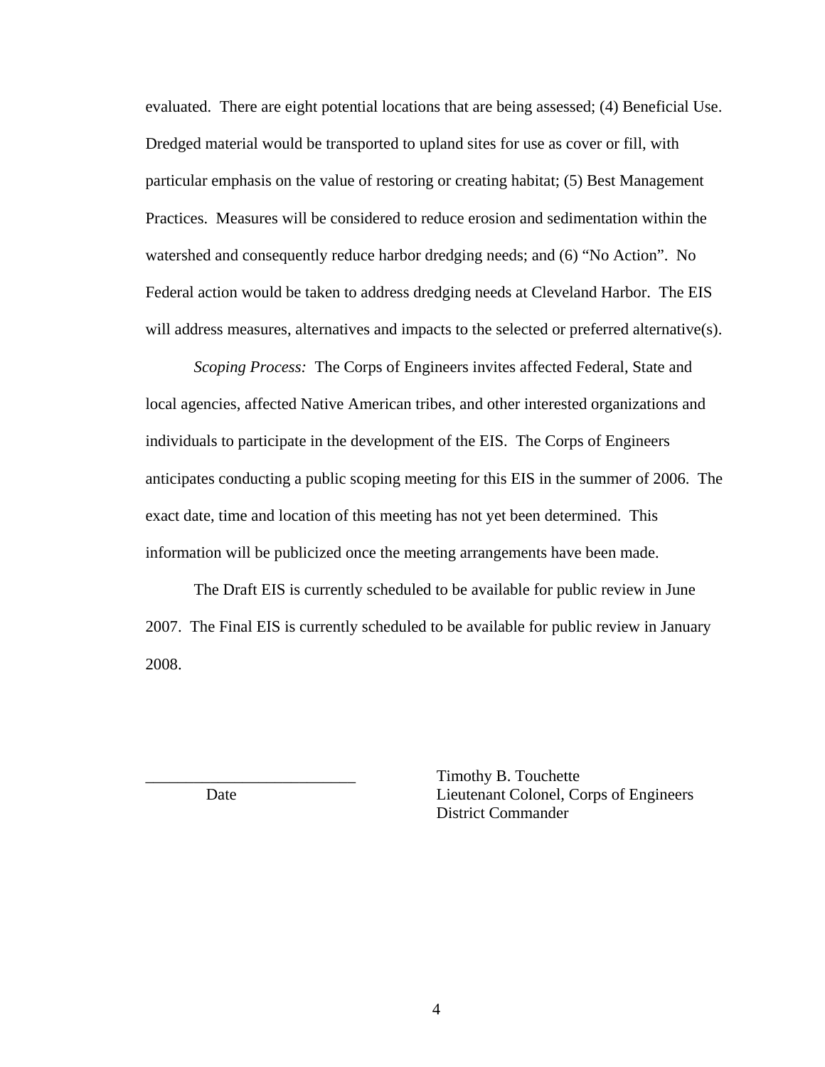evaluated. There are eight potential locations that are being assessed; (4) Beneficial Use. Dredged material would be transported to upland sites for use as cover or fill, with particular emphasis on the value of restoring or creating habitat; (5) Best Management Practices. Measures will be considered to reduce erosion and sedimentation within the watershed and consequently reduce harbor dredging needs; and (6) "No Action". No Federal action would be taken to address dredging needs at Cleveland Harbor. The EIS will address measures, alternatives and impacts to the selected or preferred alternative(s).

*Scoping Process:* The Corps of Engineers invites affected Federal, State and local agencies, affected Native American tribes, and other interested organizations and individuals to participate in the development of the EIS. The Corps of Engineers anticipates conducting a public scoping meeting for this EIS in the summer of 2006. The exact date, time and location of this meeting has not yet been determined. This information will be publicized once the meeting arrangements have been made.

The Draft EIS is currently scheduled to be available for public review in June 2007. The Final EIS is currently scheduled to be available for public review in January 2008.

__________________________
Date

Timothy B. Touchette
Lieutenant Colonel, Corps of Engineers
District Commander